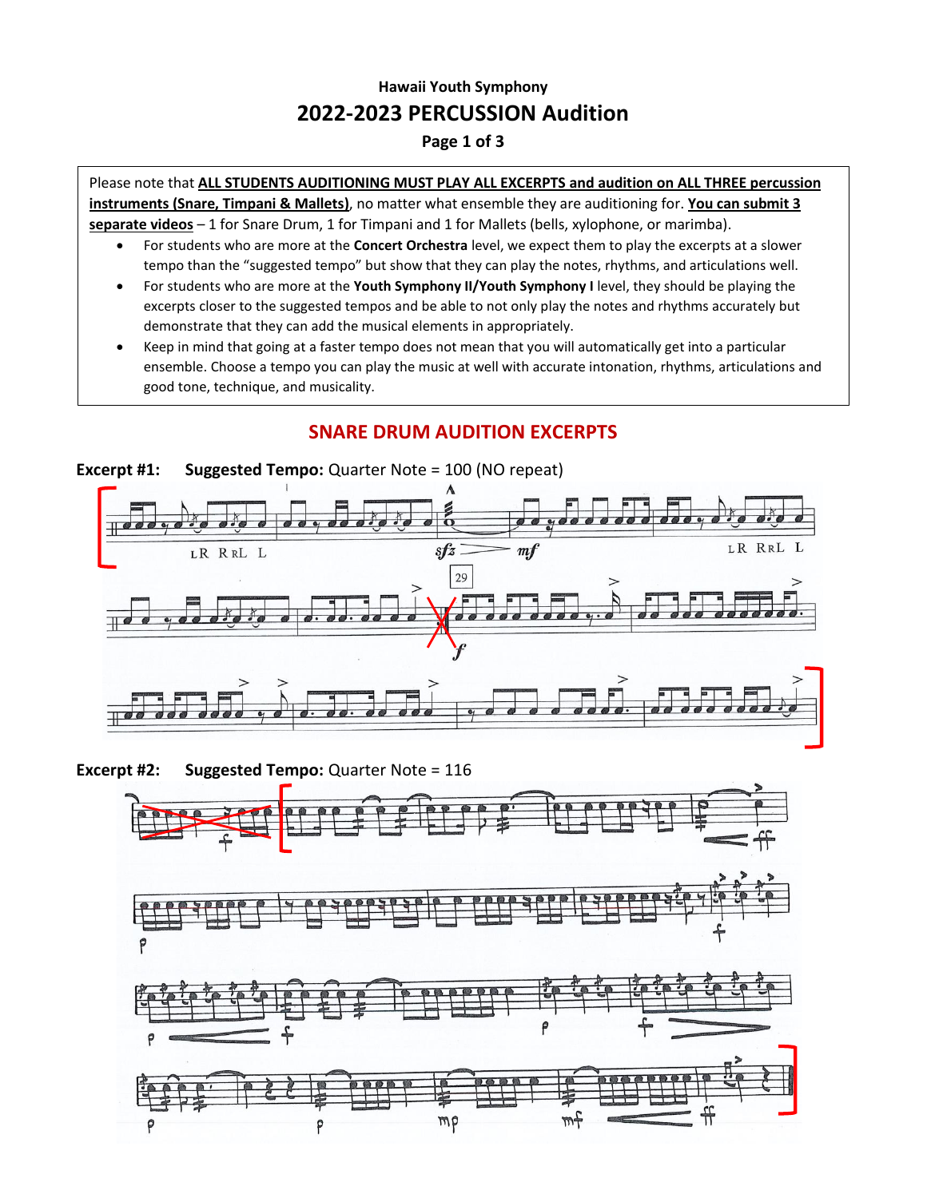### Hawaii Youth Symphony

# 2022-2023 PERCUSSION Audition

**Page 1 of 3**

Please note that **ALL STUDENTS AUDITIONING MUST PLAY ALL EXCERPTS and audition on ALL THREE percussion instruments (Snare, Timpani & Mallets)**, no matter what ensemble they are auditioning for. **You can submit 3 separate videos** – 1 for Snare Drum, 1 for Timpani and 1 for Mallets (bells, xylophone, or marimba).

- For students who are more at the **Concert Orchestra** level, we expect them to play the excerpts at a slower tempo than the "suggested tempo" but show that they can play the notes, rhythms, and articulations well.
- For students who are more at the **Youth Symphony II/Youth Symphony I** level, they should be playing the excerpts closer to the suggested tempos and be able to not only play the notes and rhythms accurately but demonstrate that they can add the musical elements in appropriately.
- Keep in mind that going at a faster tempo does not mean that you will automatically get into a particular ensemble. Choose a tempo you can play the music at well with accurate intonation, rhythms, articulations and good tone, technique, and musicality.

## SNARE DRUM AUDITION EXCERPTS

**Excerpt #1: Suggested Tempo:** Quarter Note = 100 (NO repeat)

**Excerpt #2: Suggested Tempo:** Quarter Note = 116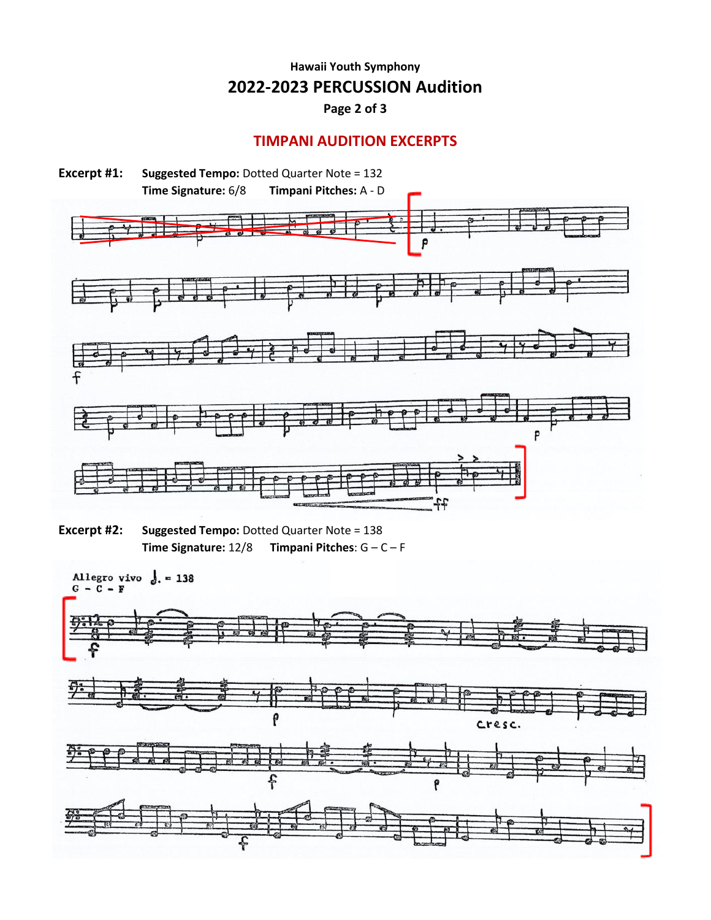Hawaii Youth Symphony

# 2022-2023 PERCUSSION Audition

Page 2 of 3

## TIMPANI AUDITION EXCERPTS

**Excerpt #1:** **Suggested Tempo:** Dotted Quarter Note = 132
**Time Signature:** 6/8 **Timpani Pitches:** A - D

**Excerpt #2:** **Suggested Tempo:** Dotted Quarter Note = 138
**Time Signature:** 12/8 **Timpani Pitches**: G – C – F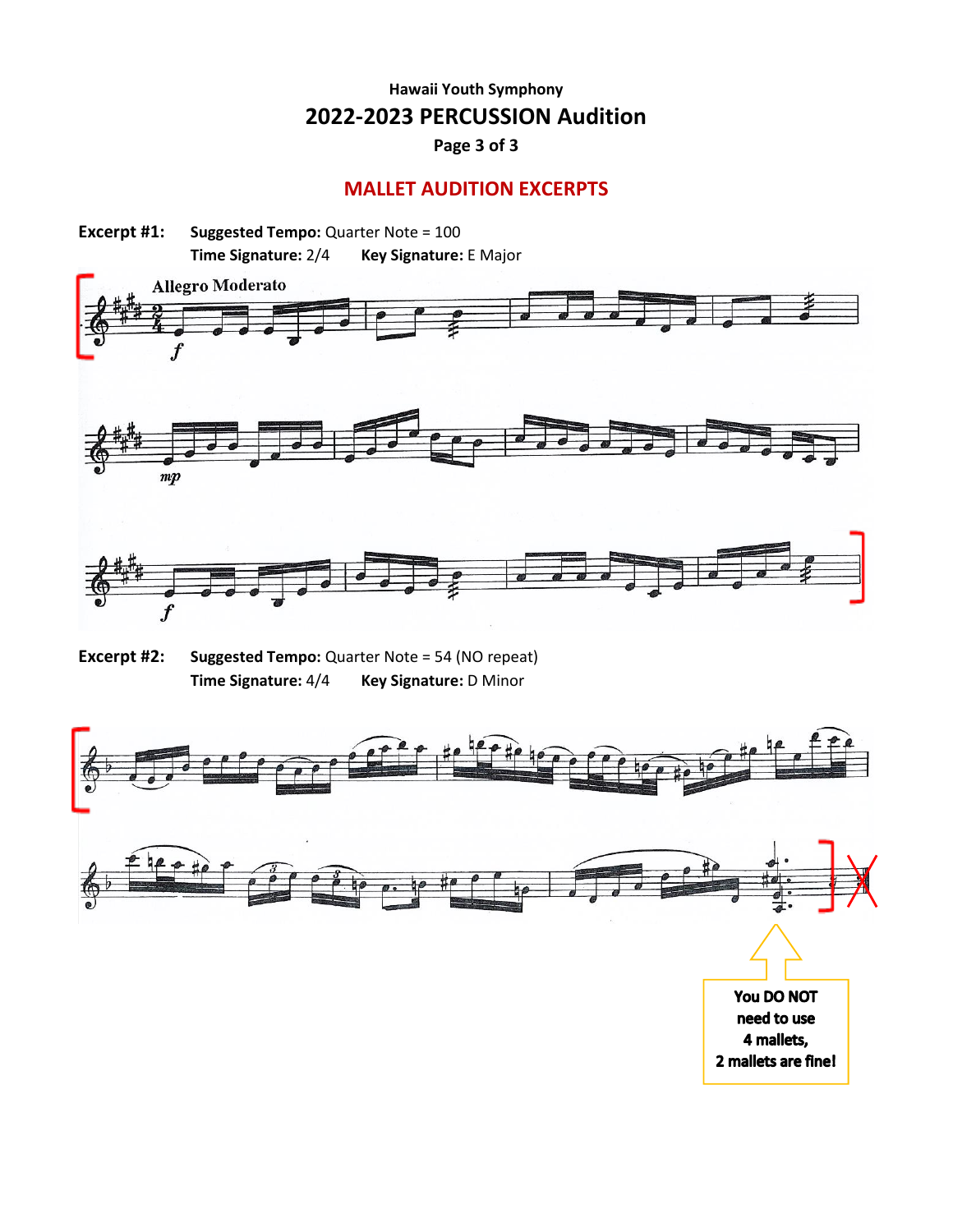Hawaii Youth Symphony

## 2022-2023 PERCUSSION Audition

Page 3 of 3

### MALLET AUDITION EXCERPTS

**Excerpt #1:** **Suggested Tempo:** Quarter Note = 100

**Time Signature:** 2/4 **Key Signature:** E Major

Allegro Moderato

*f*

*mp*

*f*

**Excerpt #2:** **Suggested Tempo:** Quarter Note = 54 (NO repeat)

**Time Signature:** 4/4 **Key Signature:** D Minor

**You DO NOT need to use 4 mallets, 2 mallets are fine!**